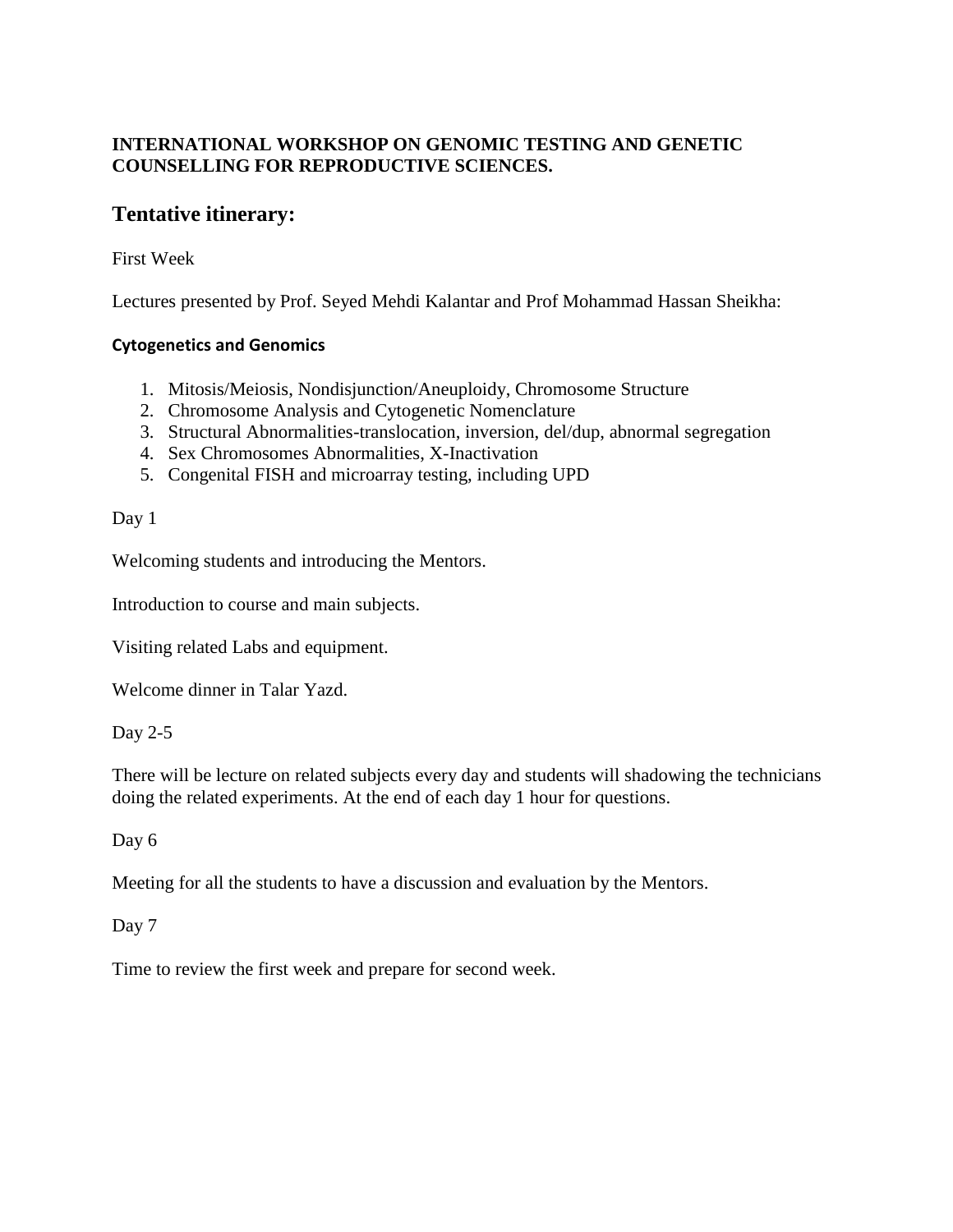**INTERNATIONAL WORKSHOP ON GENOMIC TESTING AND GENETIC COUNSELLING FOR REPRODUCTIVE SCIENCES.**

## Tentative itinerary:

First Week

Lectures presented by Prof. Seyed Mehdi Kalantar and Prof Mohammad Hassan Sheikha:

**Cytogenetics and Genomics**

1. Mitosis/Meiosis, Nondisjunction/Aneuploidy, Chromosome Structure
2. Chromosome Analysis and Cytogenetic Nomenclature
3. Structural Abnormalities-translocation, inversion, del/dup, abnormal segregation
4. Sex Chromosomes Abnormalities, X-Inactivation
5. Congenital FISH and microarray testing, including UPD

Day 1

Welcoming students and introducing the Mentors.

Introduction to course and main subjects.

Visiting related Labs and equipment.

Welcome dinner in Talar Yazd.

Day 2-5

There will be lecture on related subjects every day and students will shadowing the technicians doing the related experiments. At the end of each day 1 hour for questions.

Day 6

Meeting for all the students to have a discussion and evaluation by the Mentors.

Day 7

Time to review the first week and prepare for second week.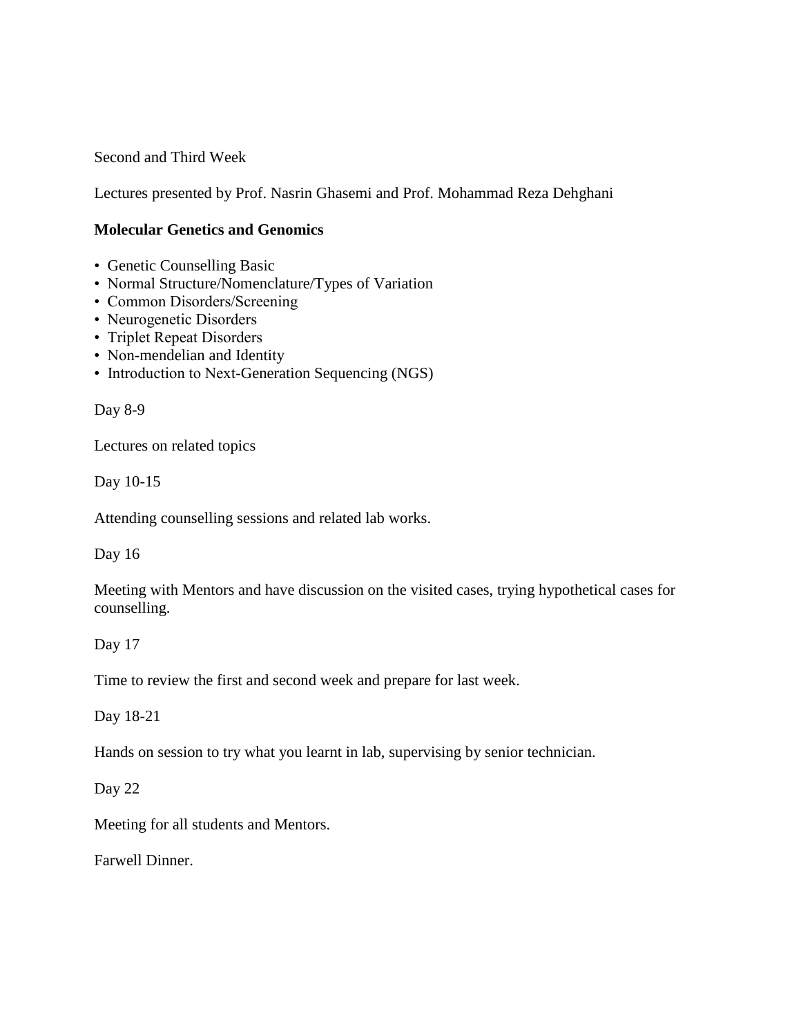Second and Third Week

Lectures presented by Prof. Nasrin Ghasemi and Prof. Mohammad Reza Dehghani

**Molecular Genetics and Genomics**

- Genetic Counselling Basic
- Normal Structure/Nomenclature/Types of Variation
- Common Disorders/Screening
- Neurogenetic Disorders
- Triplet Repeat Disorders
- Non-mendelian and Identity
- Introduction to Next-Generation Sequencing (NGS)

Day 8-9

Lectures on related topics

Day 10-15

Attending counselling sessions and related lab works.

Day 16

Meeting with Mentors and have discussion on the visited cases, trying hypothetical cases for counselling.

Day 17

Time to review the first and second week and prepare for last week.

Day 18-21

Hands on session to try what you learnt in lab, supervising by senior technician.

Day 22

Meeting for all students and Mentors.

Farwell Dinner.